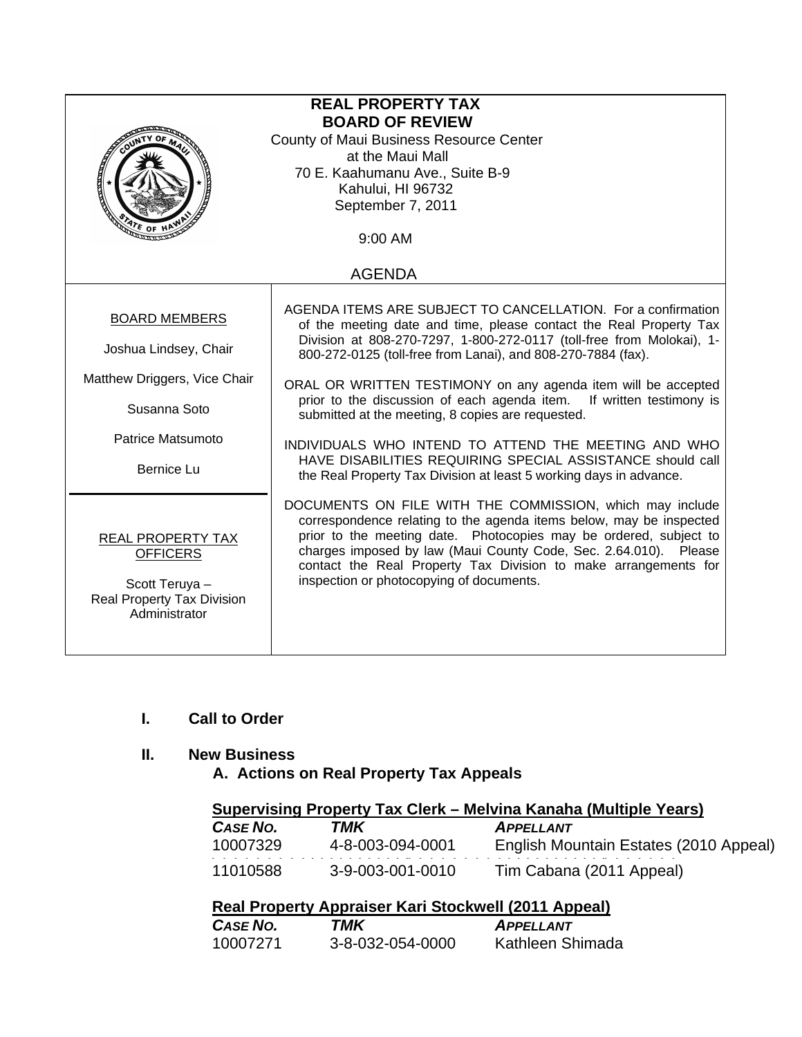# REAL PROPERTY TAX BOARD OF REVIEW

County of Maui Business Resource Center
at the Maui Mall
70 E. Kaahumanu Ave., Suite B-9
Kahului, HI 96732
September 7, 2011

9:00 AM

## AGENDA

**BOARD MEMBERS**

Joshua Lindsey, Chair

Matthew Driggers, Vice Chair

Susanna Soto

Patrice Matsumoto

Bernice Lu

**REAL PROPERTY TAX OFFICERS**

Scott Teruya –
Real Property Tax Division Administrator

AGENDA ITEMS ARE SUBJECT TO CANCELLATION. For a confirmation of the meeting date and time, please contact the Real Property Tax Division at 808-270-7297, 1-800-272-0117 (toll-free from Molokai), 1-800-272-0125 (toll-free from Lanai), and 808-270-7884 (fax).

ORAL OR WRITTEN TESTIMONY on any agenda item will be accepted prior to the discussion of each agenda item. If written testimony is submitted at the meeting, 8 copies are requested.

INDIVIDUALS WHO INTEND TO ATTEND THE MEETING AND WHO HAVE DISABILITIES REQUIRING SPECIAL ASSISTANCE should call the Real Property Tax Division at least 5 working days in advance.

DOCUMENTS ON FILE WITH THE COMMISSION, which may include correspondence relating to the agenda items below, may be inspected prior to the meeting date. Photocopies may be ordered, subject to charges imposed by law (Maui County Code, Sec. 2.64.010). Please contact the Real Property Tax Division to make arrangements for inspection or photocopying of documents.

## I. Call to Order

## II. New Business

### A. Actions on Real Property Tax Appeals

**Supervising Property Tax Clerk – Melvina Kanaha (Multiple Years)**

| *CASE NO.* | *TMK* | *APPELLANT* |
|---|---|---|
| 10007329 | 4-8-003-094-0001 | English Mountain Estates (2010 Appeal) |
| 11010588 | 3-9-003-001-0010 | Tim Cabana (2011 Appeal) |

**Real Property Appraiser Kari Stockwell (2011 Appeal)**

| *CASE NO.* | *TMK* | *APPELLANT* |
|---|---|---|
| 10007271 | 3-8-032-054-0000 | Kathleen Shimada |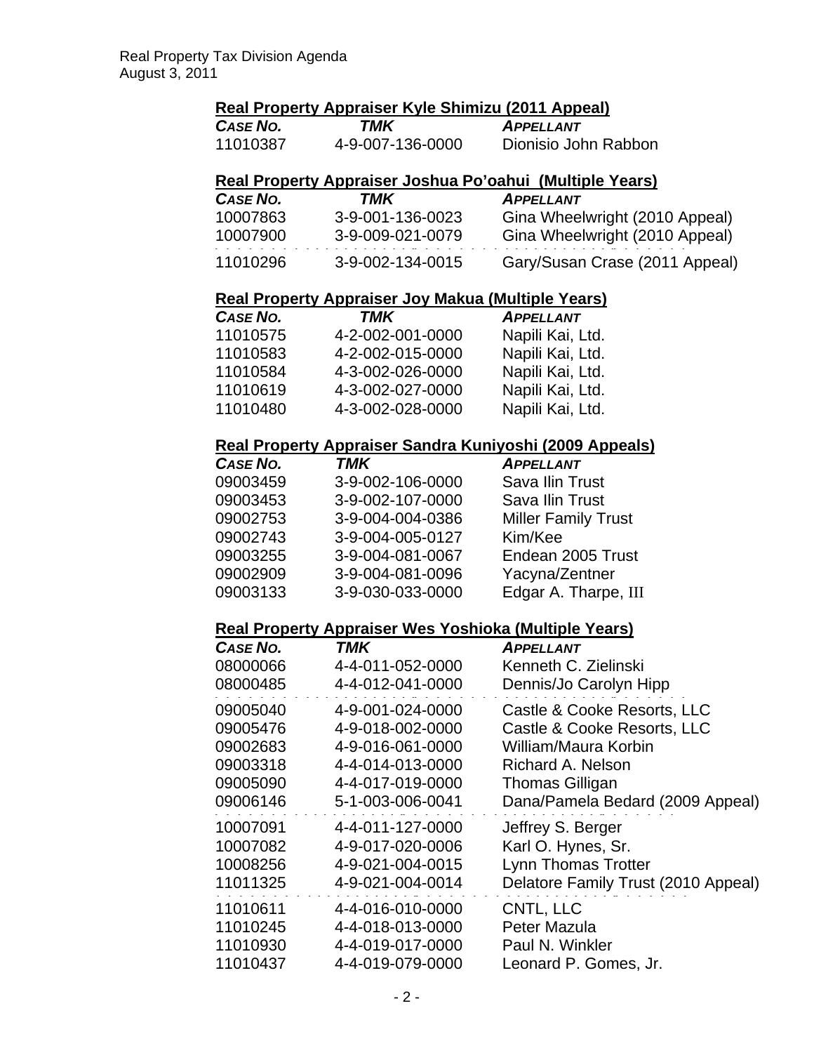Real Property Tax Division Agenda
August 3, 2011

### Real Property Appraiser Kyle Shimizu (2011 Appeal)

| *CASE NO.* | *TMK* | *APPELLANT* |
|---|---|---|
| 11010387 | 4-9-007-136-0000 | Dionisio John Rabbon |

### Real Property Appraiser Joshua Po'oahui (Multiple Years)

| *CASE NO.* | *TMK* | *APPELLANT* |
|---|---|---|
| 10007863 | 3-9-001-136-0023 | Gina Wheelwright (2010 Appeal) |
| 10007900 | 3-9-009-021-0079 | Gina Wheelwright (2010 Appeal) |
| 11010296 | 3-9-002-134-0015 | Gary/Susan Crase (2011 Appeal) |

### Real Property Appraiser Joy Makua (Multiple Years)

| *CASE NO.* | *TMK* | *APPELLANT* |
|---|---|---|
| 11010575 | 4-2-002-001-0000 | Napili Kai, Ltd. |
| 11010583 | 4-2-002-015-0000 | Napili Kai, Ltd. |
| 11010584 | 4-3-002-026-0000 | Napili Kai, Ltd. |
| 11010619 | 4-3-002-027-0000 | Napili Kai, Ltd. |
| 11010480 | 4-3-002-028-0000 | Napili Kai, Ltd. |

### Real Property Appraiser Sandra Kuniyoshi (2009 Appeals)

| *CASE NO.* | *TMK* | *APPELLANT* |
|---|---|---|
| 09003459 | 3-9-002-106-0000 | Sava Ilin Trust |
| 09003453 | 3-9-002-107-0000 | Sava Ilin Trust |
| 09002753 | 3-9-004-004-0386 | Miller Family Trust |
| 09002743 | 3-9-004-005-0127 | Kim/Kee |
| 09003255 | 3-9-004-081-0067 | Endean 2005 Trust |
| 09002909 | 3-9-004-081-0096 | Yacyna/Zentner |
| 09003133 | 3-9-030-033-0000 | Edgar A. Tharpe, III |

### Real Property Appraiser Wes Yoshioka (Multiple Years)

| *CASE NO.* | *TMK* | *APPELLANT* |
|---|---|---|
| 08000066 | 4-4-011-052-0000 | Kenneth C. Zielinski |
| 08000485 | 4-4-012-041-0000 | Dennis/Jo Carolyn Hipp |
| 09005040 | 4-9-001-024-0000 | Castle & Cooke Resorts, LLC |
| 09005476 | 4-9-018-002-0000 | Castle & Cooke Resorts, LLC |
| 09002683 | 4-9-016-061-0000 | William/Maura Korbin |
| 09003318 | 4-4-014-013-0000 | Richard A. Nelson |
| 09005090 | 4-4-017-019-0000 | Thomas Gilligan |
| 09006146 | 5-1-003-006-0041 | Dana/Pamela Bedard (2009 Appeal) |
| 10007091 | 4-4-011-127-0000 | Jeffrey S. Berger |
| 10007082 | 4-9-017-020-0006 | Karl O. Hynes, Sr. |
| 10008256 | 4-9-021-004-0015 | Lynn Thomas Trotter |
| 11011325 | 4-9-021-004-0014 | Delatore Family Trust (2010 Appeal) |
| 11010611 | 4-4-016-010-0000 | CNTL, LLC |
| 11010245 | 4-4-018-013-0000 | Peter Mazula |
| 11010930 | 4-4-019-017-0000 | Paul N. Winkler |
| 11010437 | 4-4-019-079-0000 | Leonard P. Gomes, Jr. |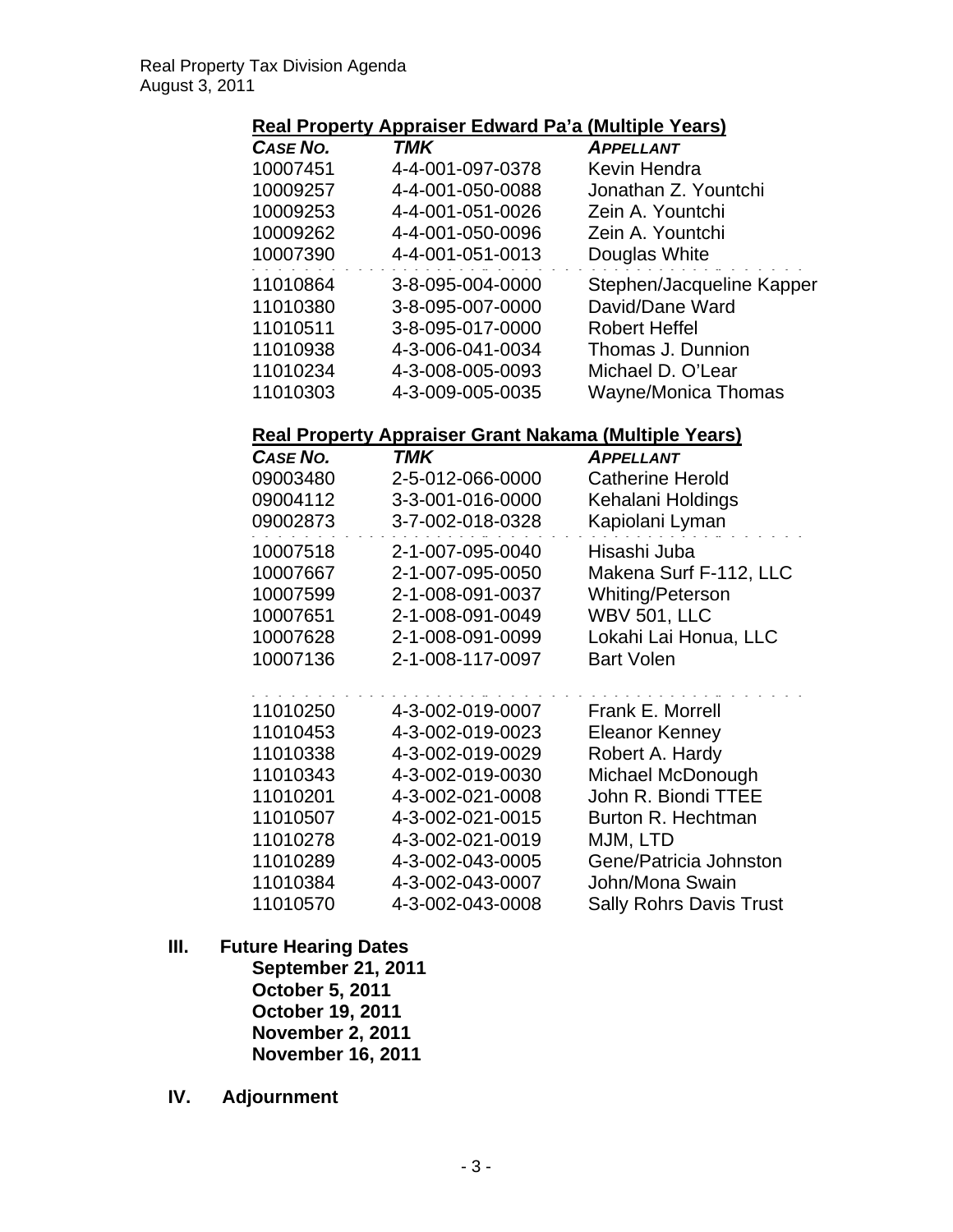**Real Property Appraiser Edward Pa'a (Multiple Years)**

| *CASE NO.* | *TMK* | *APPELLANT* |
|---|---|---|
| 10007451 | 4-4-001-097-0378 | Kevin Hendra |
| 10009257 | 4-4-001-050-0088 | Jonathan Z. Yountchi |
| 10009253 | 4-4-001-051-0026 | Zein A. Yountchi |
| 10009262 | 4-4-001-050-0096 | Zein A. Yountchi |
| 10007390 | 4-4-001-051-0013 | Douglas White |
| 11010864 | 3-8-095-004-0000 | Stephen/Jacqueline Kapper |
| 11010380 | 3-8-095-007-0000 | David/Dane Ward |
| 11010511 | 3-8-095-017-0000 | Robert Heffel |
| 11010938 | 4-3-006-041-0034 | Thomas J. Dunnion |
| 11010234 | 4-3-008-005-0093 | Michael D. O'Lear |
| 11010303 | 4-3-009-005-0035 | Wayne/Monica Thomas |

**Real Property Appraiser Grant Nakama (Multiple Years)**

| *CASE NO.* | *TMK* | *APPELLANT* |
|---|---|---|
| 09003480 | 2-5-012-066-0000 | Catherine Herold |
| 09004112 | 3-3-001-016-0000 | Kehalani Holdings |
| 09002873 | 3-7-002-018-0328 | Kapiolani Lyman |
| 10007518 | 2-1-007-095-0040 | Hisashi Juba |
| 10007667 | 2-1-007-095-0050 | Makena Surf F-112, LLC |
| 10007599 | 2-1-008-091-0037 | Whiting/Peterson |
| 10007651 | 2-1-008-091-0049 | WBV 501, LLC |
| 10007628 | 2-1-008-091-0099 | Lokahi Lai Honua, LLC |
| 10007136 | 2-1-008-117-0097 | Bart Volen |
| 11010250 | 4-3-002-019-0007 | Frank E. Morrell |
| 11010453 | 4-3-002-019-0023 | Eleanor Kenney |
| 11010338 | 4-3-002-019-0029 | Robert A. Hardy |
| 11010343 | 4-3-002-019-0030 | Michael McDonough |
| 11010201 | 4-3-002-021-0008 | John R. Biondi TTEE |
| 11010507 | 4-3-002-021-0015 | Burton R. Hechtman |
| 11010278 | 4-3-002-021-0019 | MJM, LTD |
| 11010289 | 4-3-002-043-0005 | Gene/Patricia Johnston |
| 11010384 | 4-3-002-043-0007 | John/Mona Swain |
| 11010570 | 4-3-002-043-0008 | Sally Rohrs Davis Trust |

**III. Future Hearing Dates**

**September 21, 2011**
**October 5, 2011**
**October 19, 2011**
**November 2, 2011**
**November 16, 2011**

**IV. Adjournment**